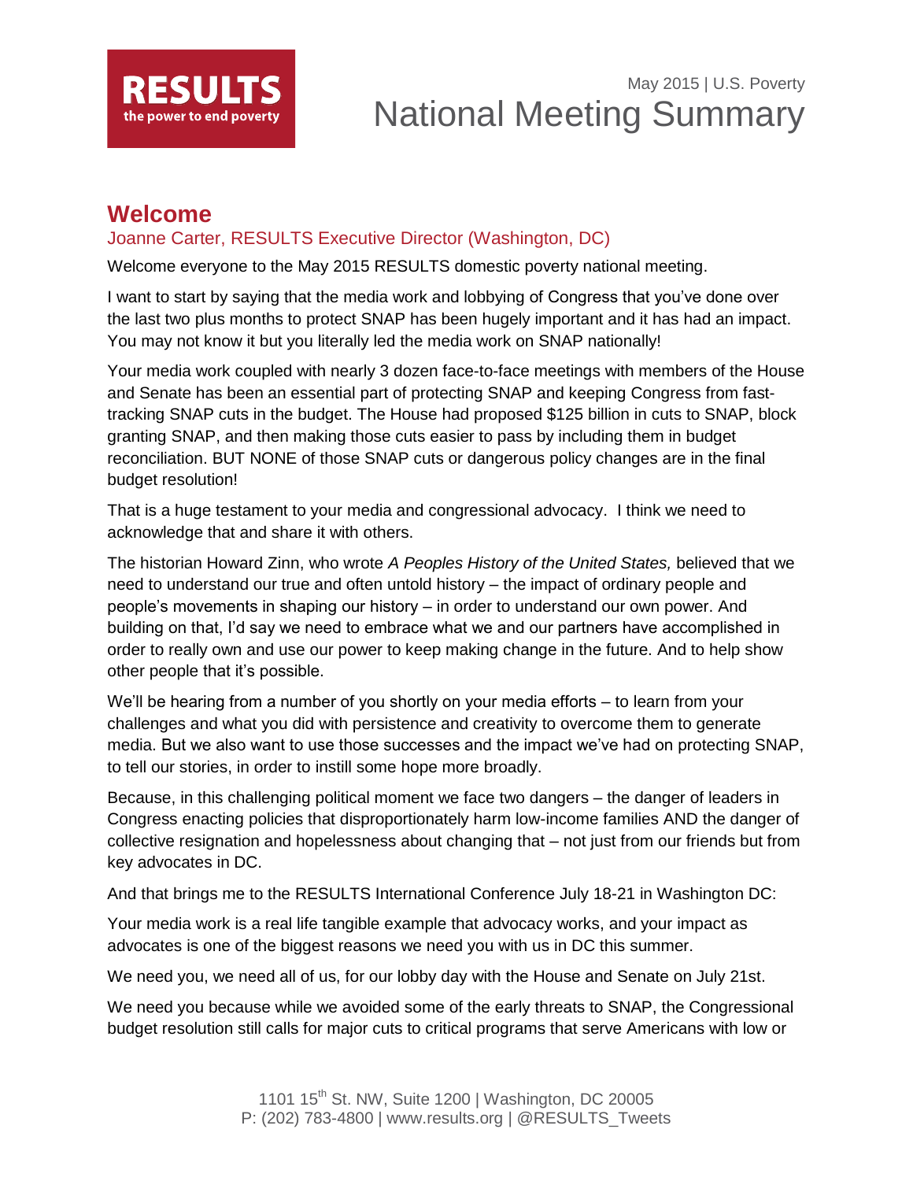RESULTS
the power to end poverty

May 2015 | U.S. Poverty

# National Meeting Summary

## Welcome

### Joanne Carter, RESULTS Executive Director (Washington, DC)

Welcome everyone to the May 2015 RESULTS domestic poverty national meeting.

I want to start by saying that the media work and lobbying of Congress that you've done over the last two plus months to protect SNAP has been hugely important and it has had an impact. You may not know it but you literally led the media work on SNAP nationally!

Your media work coupled with nearly 3 dozen face-to-face meetings with members of the House and Senate has been an essential part of protecting SNAP and keeping Congress from fast-tracking SNAP cuts in the budget. The House had proposed $125 billion in cuts to SNAP, block granting SNAP, and then making those cuts easier to pass by including them in budget reconciliation. BUT NONE of those SNAP cuts or dangerous policy changes are in the final budget resolution!

That is a huge testament to your media and congressional advocacy. I think we need to acknowledge that and share it with others.

The historian Howard Zinn, who wrote *A Peoples History of the United States,* believed that we need to understand our true and often untold history – the impact of ordinary people and people's movements in shaping our history – in order to understand our own power. And building on that, I'd say we need to embrace what we and our partners have accomplished in order to really own and use our power to keep making change in the future. And to help show other people that it's possible.

We'll be hearing from a number of you shortly on your media efforts – to learn from your challenges and what you did with persistence and creativity to overcome them to generate media. But we also want to use those successes and the impact we've had on protecting SNAP, to tell our stories, in order to instill some hope more broadly.

Because, in this challenging political moment we face two dangers – the danger of leaders in Congress enacting policies that disproportionately harm low-income families AND the danger of collective resignation and hopelessness about changing that – not just from our friends but from key advocates in DC.

And that brings me to the RESULTS International Conference July 18-21 in Washington DC:

Your media work is a real life tangible example that advocacy works, and your impact as advocates is one of the biggest reasons we need you with us in DC this summer.

We need you, we need all of us, for our lobby day with the House and Senate on July 21st.

We need you because while we avoided some of the early threats to SNAP, the Congressional budget resolution still calls for major cuts to critical programs that serve Americans with low or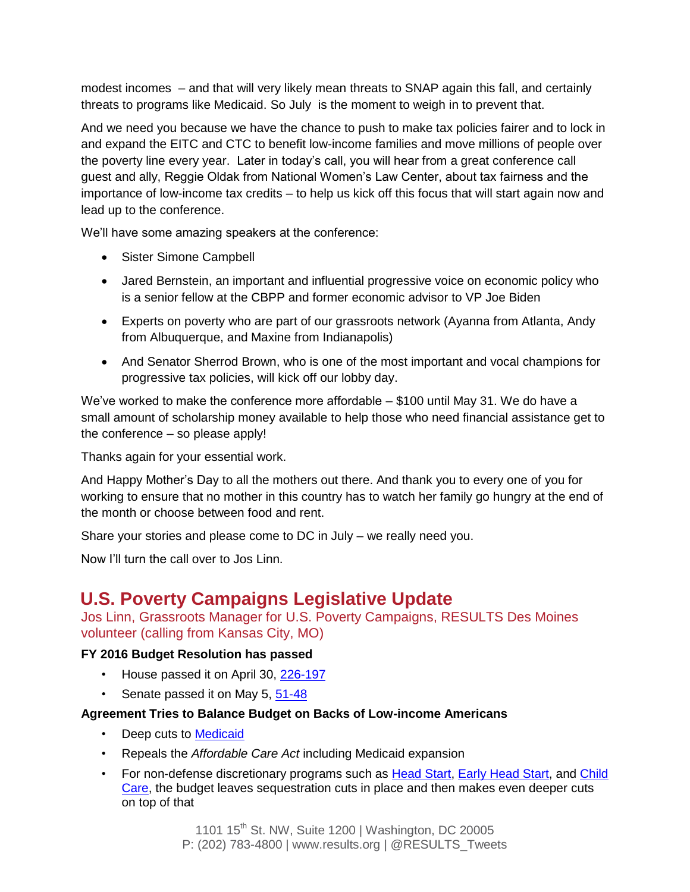modest incomes – and that will very likely mean threats to SNAP again this fall, and certainly threats to programs like Medicaid. So July is the moment to weigh in to prevent that.

And we need you because we have the chance to push to make tax policies fairer and to lock in and expand the EITC and CTC to benefit low-income families and move millions of people over the poverty line every year. Later in today's call, you will hear from a great conference call guest and ally, Reggie Oldak from National Women's Law Center, about tax fairness and the importance of low-income tax credits – to help us kick off this focus that will start again now and lead up to the conference.

We'll have some amazing speakers at the conference:

- Sister Simone Campbell
- Jared Bernstein, an important and influential progressive voice on economic policy who is a senior fellow at the CBPP and former economic advisor to VP Joe Biden
- Experts on poverty who are part of our grassroots network (Ayanna from Atlanta, Andy from Albuquerque, and Maxine from Indianapolis)
- And Senator Sherrod Brown, who is one of the most important and vocal champions for progressive tax policies, will kick off our lobby day.

We've worked to make the conference more affordable – $100 until May 31. We do have a small amount of scholarship money available to help those who need financial assistance get to the conference – so please apply!

Thanks again for your essential work.

And Happy Mother's Day to all the mothers out there. And thank you to every one of you for working to ensure that no mother in this country has to watch her family go hungry at the end of the month or choose between food and rent.

Share your stories and please come to DC in July – we really need you.

Now I'll turn the call over to Jos Linn.

## U.S. Poverty Campaigns Legislative Update

Jos Linn, Grassroots Manager for U.S. Poverty Campaigns, RESULTS Des Moines volunteer (calling from Kansas City, MO)

**FY 2016 Budget Resolution has passed**

- House passed it on April 30, 226-197
- Senate passed it on May 5, 51-48

**Agreement Tries to Balance Budget on Backs of Low-income Americans**

- Deep cuts to Medicaid
- Repeals the *Affordable Care Act* including Medicaid expansion
- For non-defense discretionary programs such as Head Start, Early Head Start, and Child Care, the budget leaves sequestration cuts in place and then makes even deeper cuts on top of that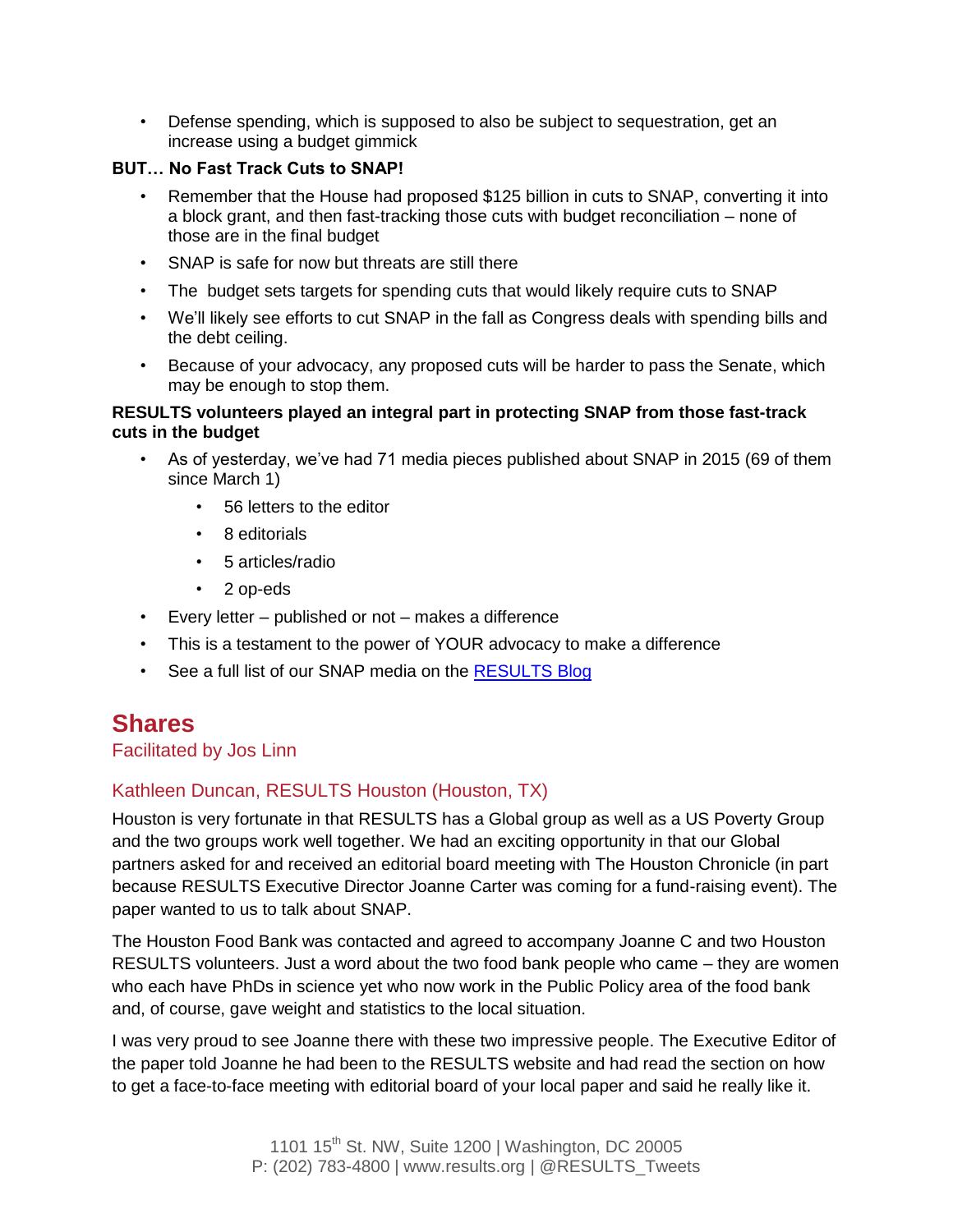- Defense spending, which is supposed to also be subject to sequestration, get an increase using a budget gimmick

**BUT… No Fast Track Cuts to SNAP!**

- Remember that the House had proposed $125 billion in cuts to SNAP, converting it into a block grant, and then fast-tracking those cuts with budget reconciliation – none of those are in the final budget
- SNAP is safe for now but threats are still there
- The budget sets targets for spending cuts that would likely require cuts to SNAP
- We'll likely see efforts to cut SNAP in the fall as Congress deals with spending bills and the debt ceiling.
- Because of your advocacy, any proposed cuts will be harder to pass the Senate, which may be enough to stop them.

**RESULTS volunteers played an integral part in protecting SNAP from those fast-track cuts in the budget**

- As of yesterday, we've had 71 media pieces published about SNAP in 2015 (69 of them since March 1)
  - 56 letters to the editor
  - 8 editorials
  - 5 articles/radio
  - 2 op-eds
- Every letter – published or not – makes a difference
- This is a testament to the power of YOUR advocacy to make a difference
- See a full list of our SNAP media on the [RESULTS Blog]

## Shares

Facilitated by Jos Linn

### Kathleen Duncan, RESULTS Houston (Houston, TX)

Houston is very fortunate in that RESULTS has a Global group as well as a US Poverty Group and the two groups work well together. We had an exciting opportunity in that our Global partners asked for and received an editorial board meeting with The Houston Chronicle (in part because RESULTS Executive Director Joanne Carter was coming for a fund-raising event). The paper wanted to us to talk about SNAP.

The Houston Food Bank was contacted and agreed to accompany Joanne C and two Houston RESULTS volunteers. Just a word about the two food bank people who came – they are women who each have PhDs in science yet who now work in the Public Policy area of the food bank and, of course, gave weight and statistics to the local situation.

I was very proud to see Joanne there with these two impressive people. The Executive Editor of the paper told Joanne he had been to the RESULTS website and had read the section on how to get a face-to-face meeting with editorial board of your local paper and said he really like it.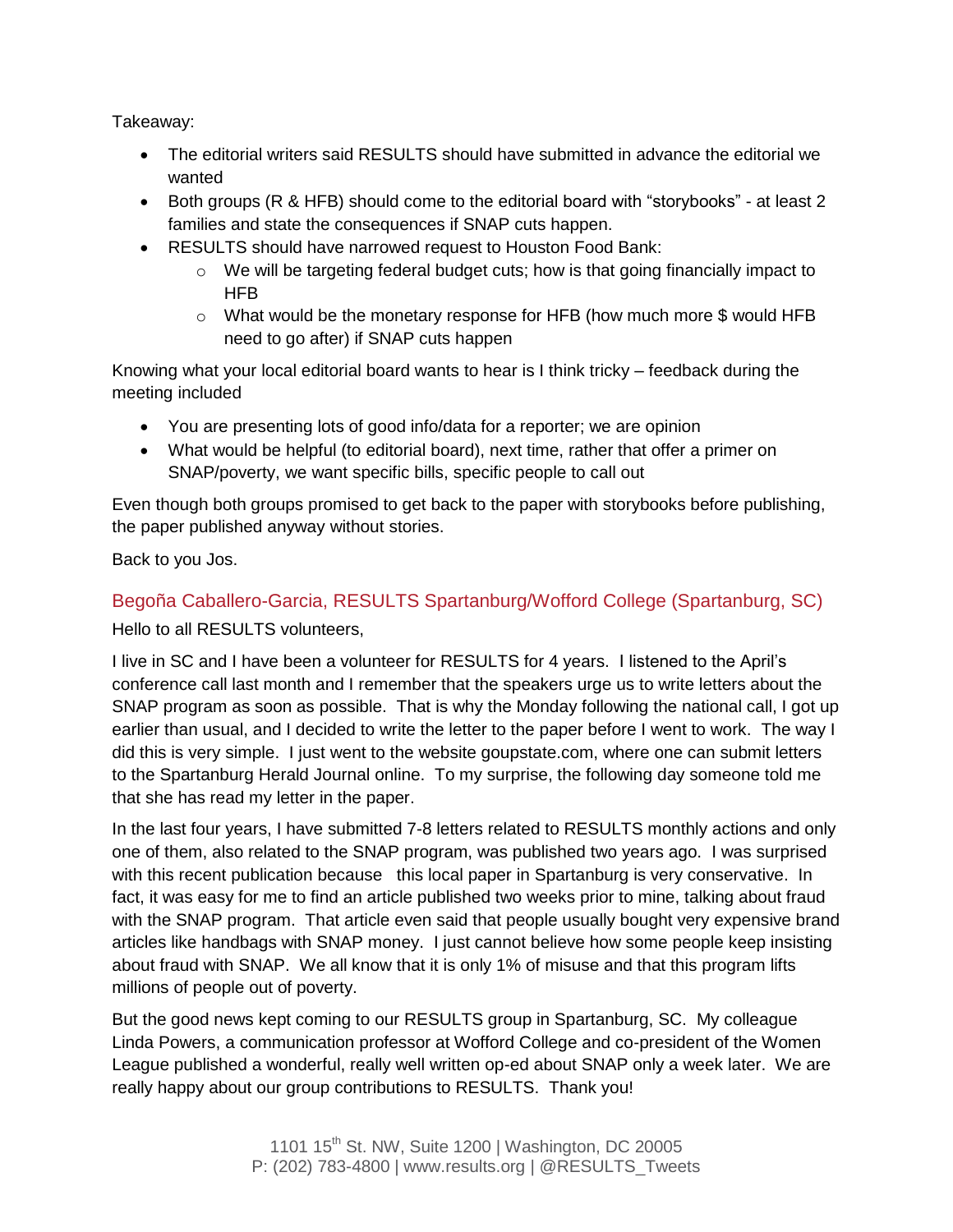Takeaway:

- The editorial writers said RESULTS should have submitted in advance the editorial we wanted
- Both groups (R & HFB) should come to the editorial board with "storybooks" - at least 2 families and state the consequences if SNAP cuts happen.
- RESULTS should have narrowed request to Houston Food Bank:
    - We will be targeting federal budget cuts; how is that going financially impact to HFB
    - What would be the monetary response for HFB (how much more $ would HFB need to go after) if SNAP cuts happen

Knowing what your local editorial board wants to hear is I think tricky – feedback during the meeting included

- You are presenting lots of good info/data for a reporter; we are opinion
- What would be helpful (to editorial board), next time, rather that offer a primer on SNAP/poverty, we want specific bills, specific people to call out

Even though both groups promised to get back to the paper with storybooks before publishing, the paper published anyway without stories.

Back to you Jos.

## Begoña Caballero-Garcia, RESULTS Spartanburg/Wofford College (Spartanburg, SC)

Hello to all RESULTS volunteers,

I live in SC and I have been a volunteer for RESULTS for 4 years. I listened to the April's conference call last month and I remember that the speakers urge us to write letters about the SNAP program as soon as possible. That is why the Monday following the national call, I got up earlier than usual, and I decided to write the letter to the paper before I went to work. The way I did this is very simple. I just went to the website goupstate.com, where one can submit letters to the Spartanburg Herald Journal online. To my surprise, the following day someone told me that she has read my letter in the paper.

In the last four years, I have submitted 7-8 letters related to RESULTS monthly actions and only one of them, also related to the SNAP program, was published two years ago. I was surprised with this recent publication because this local paper in Spartanburg is very conservative. In fact, it was easy for me to find an article published two weeks prior to mine, talking about fraud with the SNAP program. That article even said that people usually bought very expensive brand articles like handbags with SNAP money. I just cannot believe how some people keep insisting about fraud with SNAP. We all know that it is only 1% of misuse and that this program lifts millions of people out of poverty.

But the good news kept coming to our RESULTS group in Spartanburg, SC. My colleague Linda Powers, a communication professor at Wofford College and co-president of the Women League published a wonderful, really well written op-ed about SNAP only a week later. We are really happy about our group contributions to RESULTS. Thank you!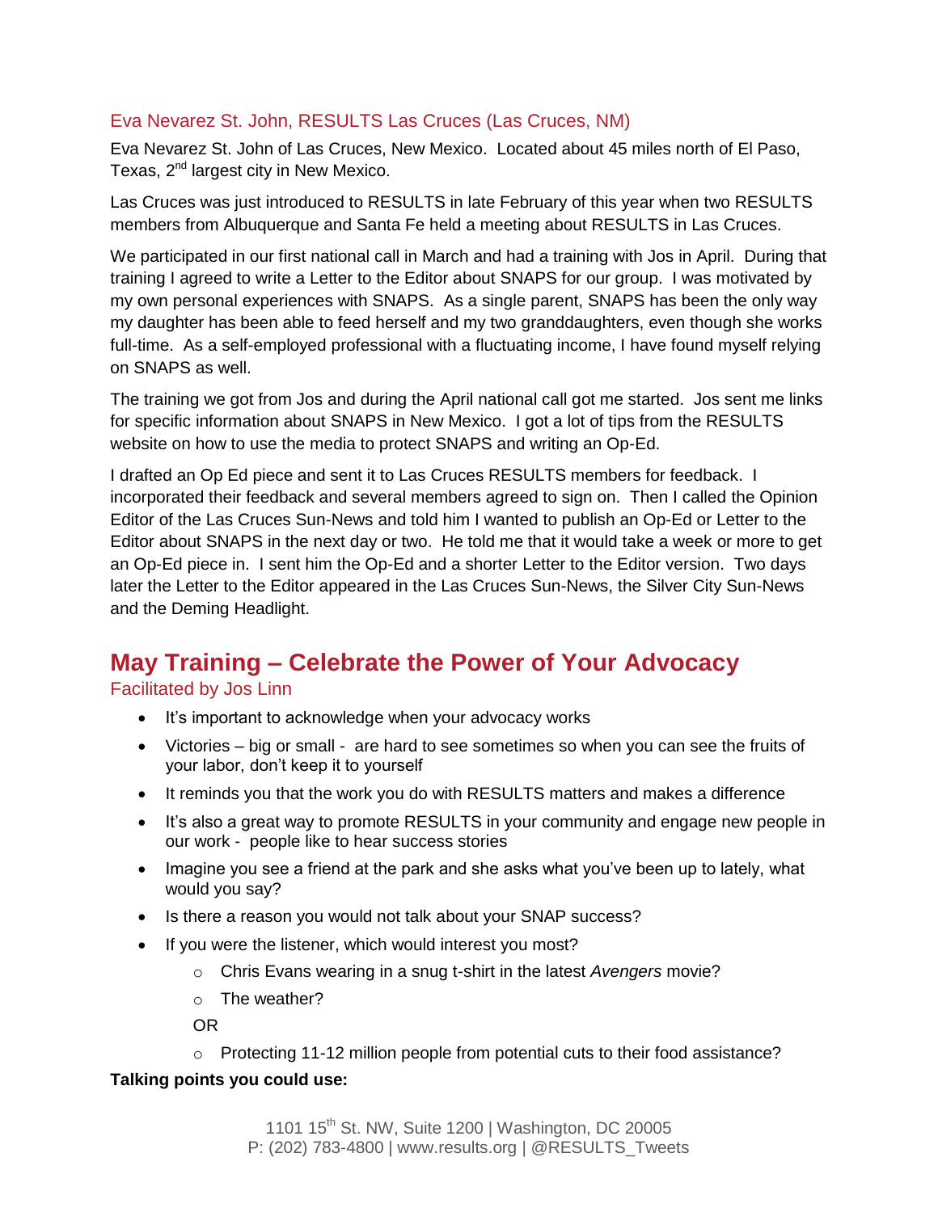### Eva Nevarez St. John, RESULTS Las Cruces (Las Cruces, NM)

Eva Nevarez St. John of Las Cruces, New Mexico. Located about 45 miles north of El Paso, Texas, 2nd largest city in New Mexico.

Las Cruces was just introduced to RESULTS in late February of this year when two RESULTS members from Albuquerque and Santa Fe held a meeting about RESULTS in Las Cruces.

We participated in our first national call in March and had a training with Jos in April. During that training I agreed to write a Letter to the Editor about SNAPS for our group. I was motivated by my own personal experiences with SNAPS. As a single parent, SNAPS has been the only way my daughter has been able to feed herself and my two granddaughters, even though she works full-time. As a self-employed professional with a fluctuating income, I have found myself relying on SNAPS as well.

The training we got from Jos and during the April national call got me started. Jos sent me links for specific information about SNAPS in New Mexico. I got a lot of tips from the RESULTS website on how to use the media to protect SNAPS and writing an Op-Ed.

I drafted an Op Ed piece and sent it to Las Cruces RESULTS members for feedback. I incorporated their feedback and several members agreed to sign on. Then I called the Opinion Editor of the Las Cruces Sun-News and told him I wanted to publish an Op-Ed or Letter to the Editor about SNAPS in the next day or two. He told me that it would take a week or more to get an Op-Ed piece in. I sent him the Op-Ed and a shorter Letter to the Editor version. Two days later the Letter to the Editor appeared in the Las Cruces Sun-News, the Silver City Sun-News and the Deming Headlight.

## May Training – Celebrate the Power of Your Advocacy

### Facilitated by Jos Linn

- It's important to acknowledge when your advocacy works
- Victories – big or small - are hard to see sometimes so when you can see the fruits of your labor, don't keep it to yourself
- It reminds you that the work you do with RESULTS matters and makes a difference
- It's also a great way to promote RESULTS in your community and engage new people in our work - people like to hear success stories
- Imagine you see a friend at the park and she asks what you've been up to lately, what would you say?
- Is there a reason you would not talk about your SNAP success?
- If you were the listener, which would interest you most?
  - Chris Evans wearing in a snug t-shirt in the latest *Avengers* movie?
  - The weather?

  OR

  - Protecting 11-12 million people from potential cuts to their food assistance?

**Talking points you could use:**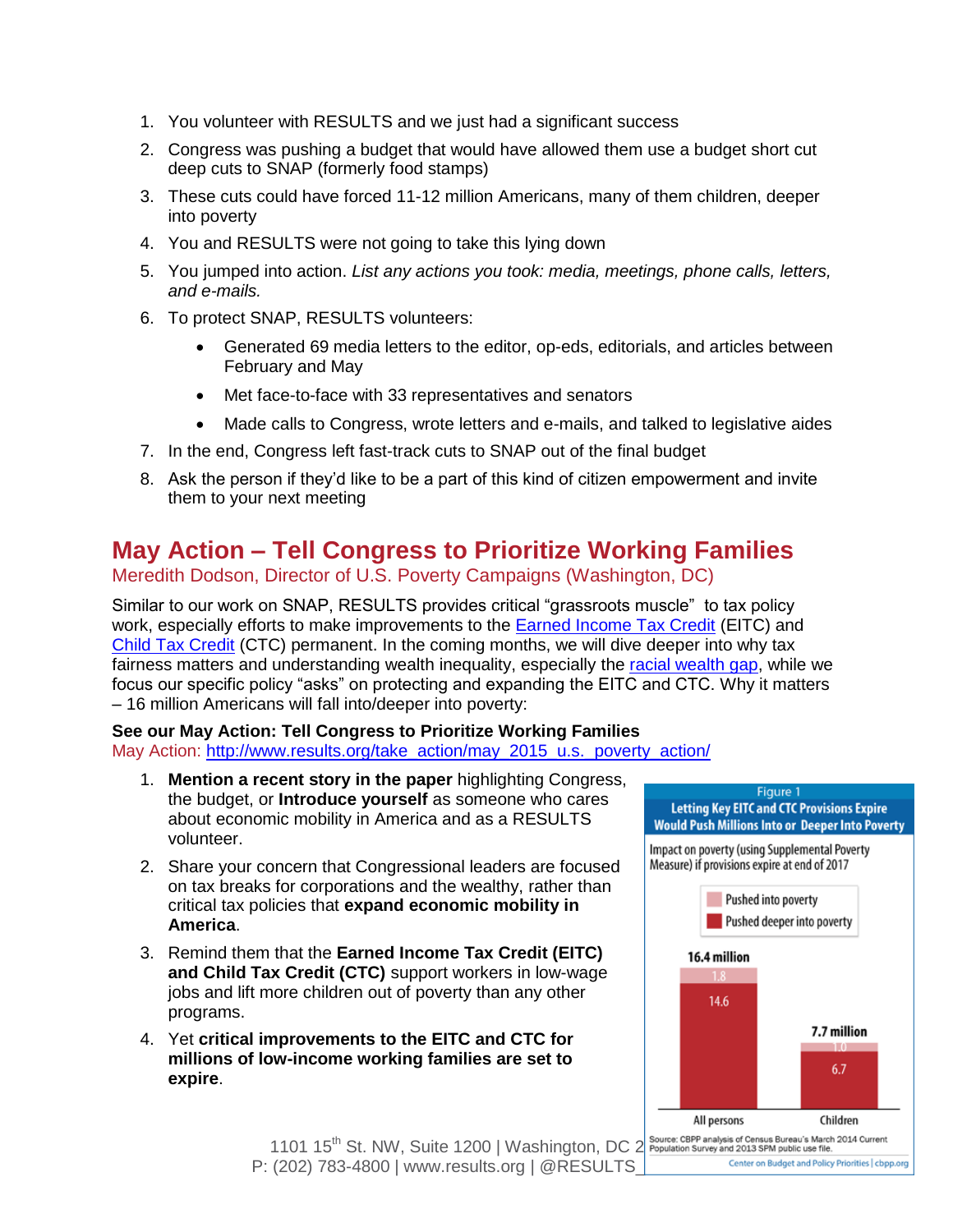1. You volunteer with RESULTS and we just had a significant success
2. Congress was pushing a budget that would have allowed them use a budget short cut deep cuts to SNAP (formerly food stamps)
3. These cuts could have forced 11-12 million Americans, many of them children, deeper into poverty
4. You and RESULTS were not going to take this lying down
5. You jumped into action. *List any actions you took: media, meetings, phone calls, letters, and e-mails.*
6. To protect SNAP, RESULTS volunteers:
   - Generated 69 media letters to the editor, op-eds, editorials, and articles between February and May
   - Met face-to-face with 33 representatives and senators
   - Made calls to Congress, wrote letters and e-mails, and talked to legislative aides
7. In the end, Congress left fast-track cuts to SNAP out of the final budget
8. Ask the person if they'd like to be a part of this kind of citizen empowerment and invite them to your next meeting

## May Action – Tell Congress to Prioritize Working Families

Meredith Dodson, Director of U.S. Poverty Campaigns (Washington, DC)

Similar to our work on SNAP, RESULTS provides critical "grassroots muscle" to tax policy work, especially efforts to make improvements to the Earned Income Tax Credit (EITC) and Child Tax Credit (CTC) permanent. In the coming months, we will dive deeper into why tax fairness matters and understanding wealth inequality, especially the racial wealth gap, while we focus our specific policy "asks" on protecting and expanding the EITC and CTC. Why it matters – 16 million Americans will fall into/deeper into poverty:

**See our May Action: Tell Congress to Prioritize Working Families**

May Action: http://www.results.org/take_action/may_2015_u.s._poverty_action/

1. **Mention a recent story in the paper** highlighting Congress, the budget, or **Introduce yourself** as someone who cares about economic mobility in America and as a RESULTS volunteer.
2. Share your concern that Congressional leaders are focused on tax breaks for corporations and the wealthy, rather than critical tax policies that **expand economic mobility in America**.
3. Remind them that the **Earned Income Tax Credit (EITC) and Child Tax Credit (CTC)** support workers in low-wage jobs and lift more children out of poverty than any other programs.
4. Yet **critical improvements to the EITC and CTC for millions of low-income working families are set to expire**.

Figure 1
Letting Key EITC and CTC Provisions Expire Would Push Millions Into or Deeper Into Poverty

Impact on poverty (using Supplemental Poverty Measure) if provisions expire at end of 2017

| | All persons | Children |
|---|---|---|
| Pushed into poverty | 1.8 | 1.0 |
| Pushed deeper into poverty | 14.6 | 6.7 |
| Total | 16.4 million | 7.7 million |

Source: CBPP analysis of Census Bureau's March 2014 Current Population Survey and 2013 SPM public use file.

Center on Budget and Policy Priorities | cbpp.org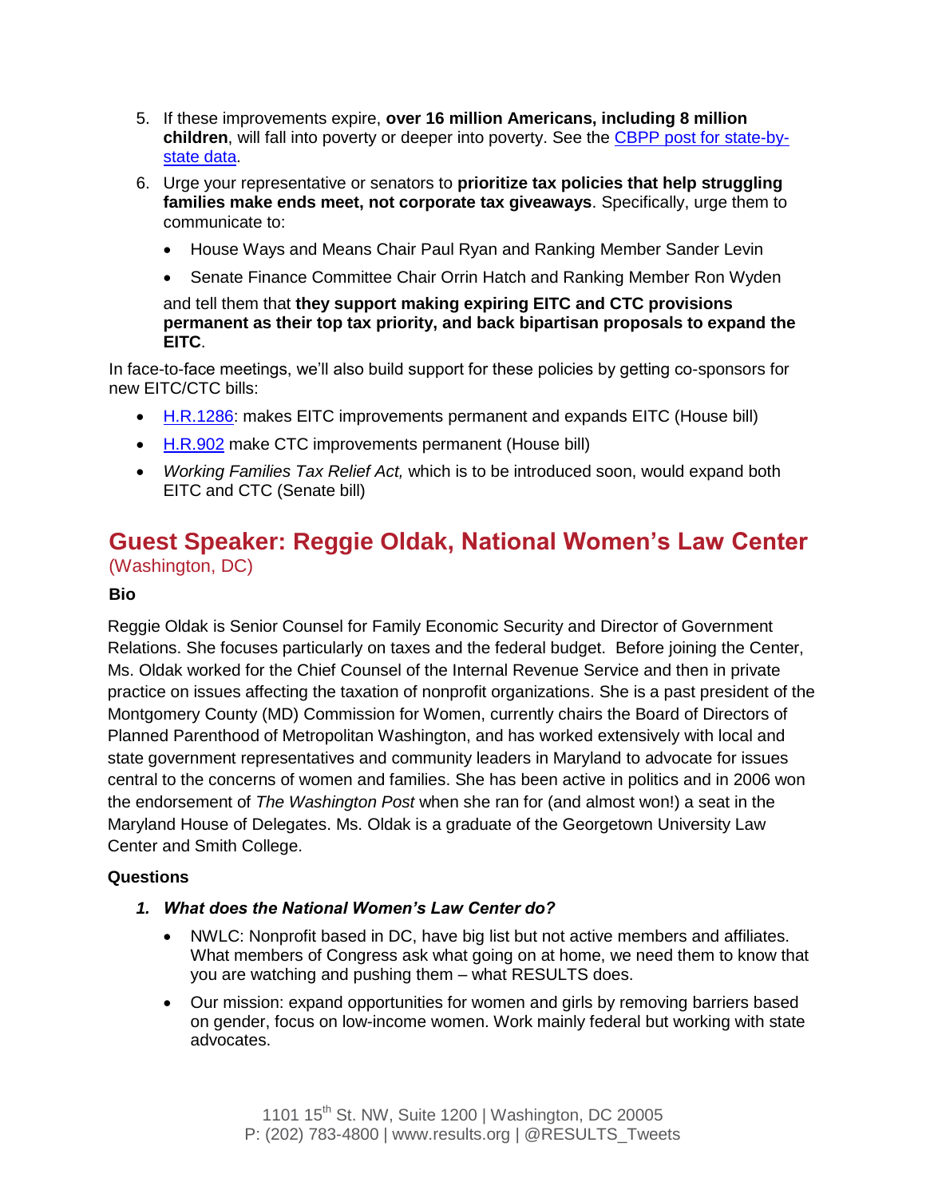5. If these improvements expire, **over 16 million Americans, including 8 million children**, will fall into poverty or deeper into poverty. See the [CBPP post for state-by-state data](#).
6. Urge your representative or senators to **prioritize tax policies that help struggling families make ends meet, not corporate tax giveaways**. Specifically, urge them to communicate to:
   - House Ways and Means Chair Paul Ryan and Ranking Member Sander Levin
   - Senate Finance Committee Chair Orrin Hatch and Ranking Member Ron Wyden

   and tell them that **they support making expiring EITC and CTC provisions permanent as their top tax priority, and back bipartisan proposals to expand the EITC**.

In face-to-face meetings, we'll also build support for these policies by getting co-sponsors for new EITC/CTC bills:

- [H.R.1286](#): makes EITC improvements permanent and expands EITC (House bill)
- [H.R.902](#) make CTC improvements permanent (House bill)
- *Working Families Tax Relief Act,* which is to be introduced soon, would expand both EITC and CTC (Senate bill)

## Guest Speaker: Reggie Oldak, National Women's Law Center

(Washington, DC)

### Bio

Reggie Oldak is Senior Counsel for Family Economic Security and Director of Government Relations. She focuses particularly on taxes and the federal budget. Before joining the Center, Ms. Oldak worked for the Chief Counsel of the Internal Revenue Service and then in private practice on issues affecting the taxation of nonprofit organizations. She is a past president of the Montgomery County (MD) Commission for Women, currently chairs the Board of Directors of Planned Parenthood of Metropolitan Washington, and has worked extensively with local and state government representatives and community leaders in Maryland to advocate for issues central to the concerns of women and families. She has been active in politics and in 2006 won the endorsement of *The Washington Post* when she ran for (and almost won!) a seat in the Maryland House of Delegates. Ms. Oldak is a graduate of the Georgetown University Law Center and Smith College.

### Questions

1. ***What does the National Women's Law Center do?***
   - NWLC: Nonprofit based in DC, have big list but not active members and affiliates. What members of Congress ask what going on at home, we need them to know that you are watching and pushing them – what RESULTS does.
   - Our mission: expand opportunities for women and girls by removing barriers based on gender, focus on low-income women. Work mainly federal but working with state advocates.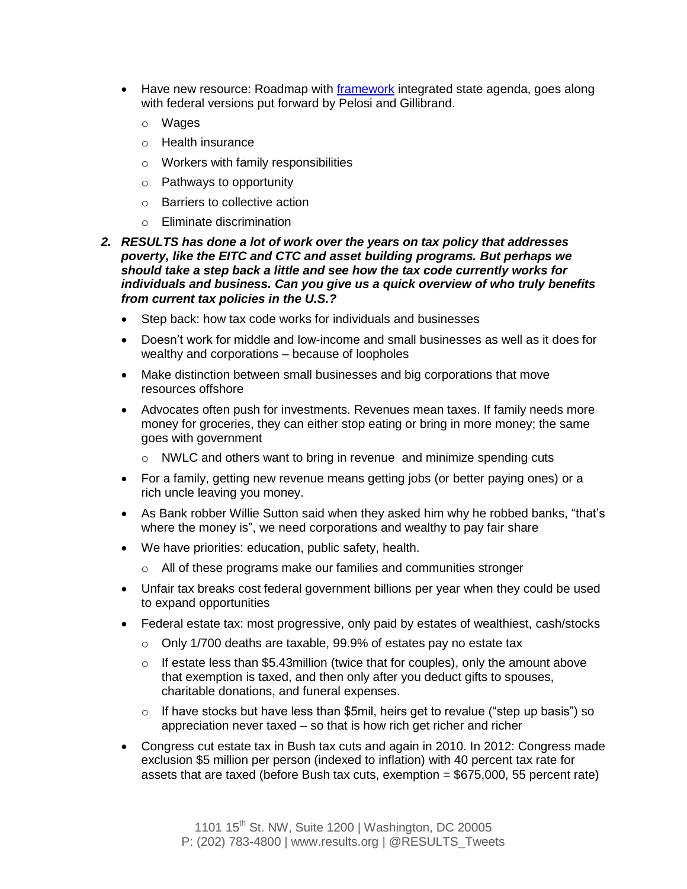- Have new resource: Roadmap with [framework](framework) integrated state agenda, goes along with federal versions put forward by Pelosi and Gillibrand.
    - Wages
    - Health insurance
    - Workers with family responsibilities
    - Pathways to opportunity
    - Barriers to collective action
    - Eliminate discrimination

2. ***RESULTS has done a lot of work over the years on tax policy that addresses poverty, like the EITC and CTC and asset building programs. But perhaps we should take a step back a little and see how the tax code currently works for individuals and business. Can you give us a quick overview of who truly benefits from current tax policies in the U.S.?***

- Step back: how tax code works for individuals and businesses
- Doesn't work for middle and low-income and small businesses as well as it does for wealthy and corporations – because of loopholes
- Make distinction between small businesses and big corporations that move resources offshore
- Advocates often push for investments. Revenues mean taxes. If family needs more money for groceries, they can either stop eating or bring in more money; the same goes with government
    - NWLC and others want to bring in revenue and minimize spending cuts
- For a family, getting new revenue means getting jobs (or better paying ones) or a rich uncle leaving you money.
- As Bank robber Willie Sutton said when they asked him why he robbed banks, "that's where the money is", we need corporations and wealthy to pay fair share
- We have priorities: education, public safety, health.
    - All of these programs make our families and communities stronger
- Unfair tax breaks cost federal government billions per year when they could be used to expand opportunities
- Federal estate tax: most progressive, only paid by estates of wealthiest, cash/stocks
    - Only 1/700 deaths are taxable, 99.9% of estates pay no estate tax
    - If estate less than $5.43million (twice that for couples), only the amount above that exemption is taxed, and then only after you deduct gifts to spouses, charitable donations, and funeral expenses.
    - If have stocks but have less than $5mil, heirs get to revalue ("step up basis") so appreciation never taxed – so that is how rich get richer and richer
- Congress cut estate tax in Bush tax cuts and again in 2010. In 2012: Congress made exclusion $5 million per person (indexed to inflation) with 40 percent tax rate for assets that are taxed (before Bush tax cuts, exemption = $675,000, 55 percent rate)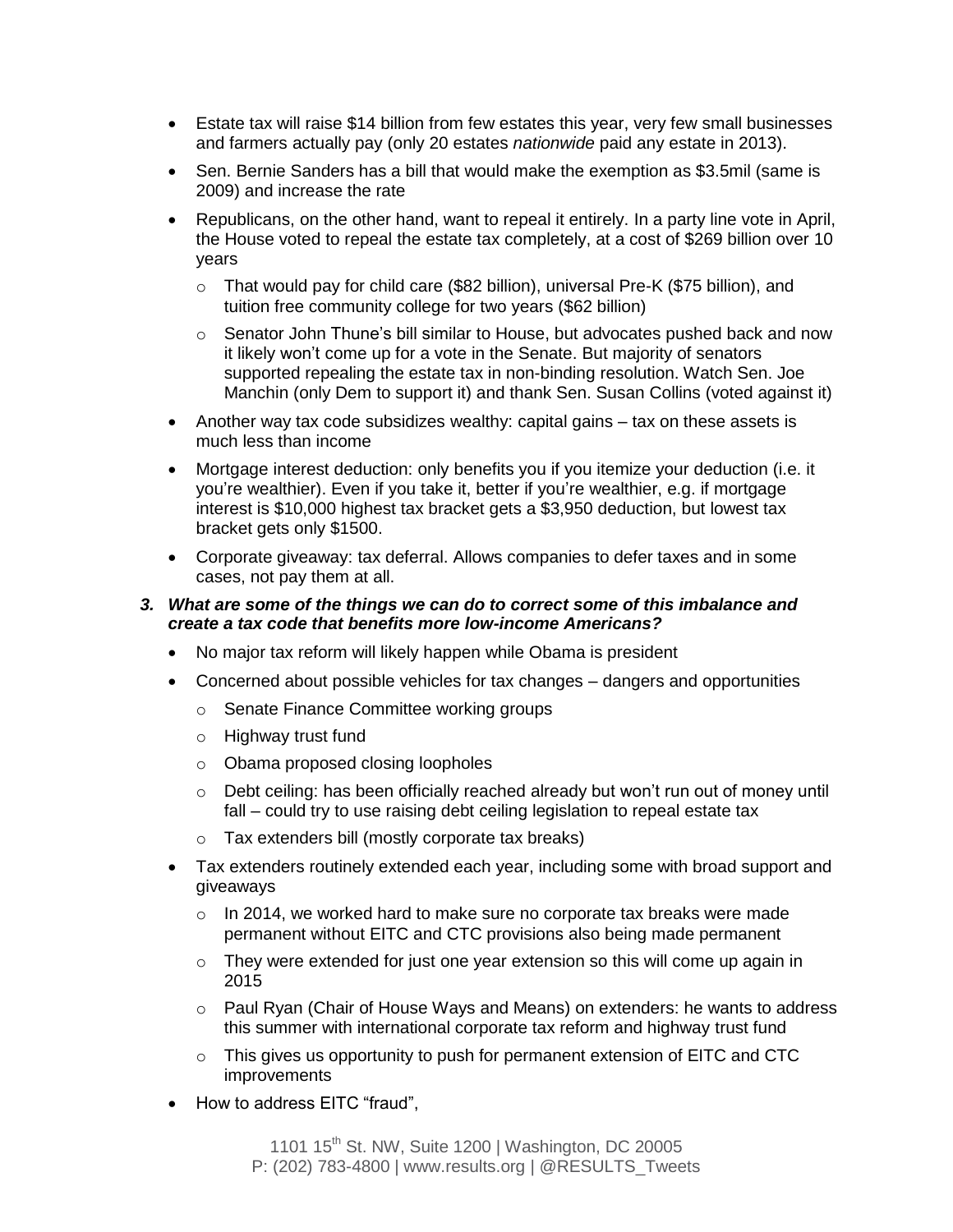- Estate tax will raise $14 billion from few estates this year, very few small businesses and farmers actually pay (only 20 estates *nationwide* paid any estate in 2013).
- Sen. Bernie Sanders has a bill that would make the exemption as $3.5mil (same is 2009) and increase the rate
- Republicans, on the other hand, want to repeal it entirely. In a party line vote in April, the House voted to repeal the estate tax completely, at a cost of $269 billion over 10 years
    - That would pay for child care ($82 billion), universal Pre-K ($75 billion), and tuition free community college for two years ($62 billion)
    - Senator John Thune's bill similar to House, but advocates pushed back and now it likely won't come up for a vote in the Senate. But majority of senators supported repealing the estate tax in non-binding resolution. Watch Sen. Joe Manchin (only Dem to support it) and thank Sen. Susan Collins (voted against it)
- Another way tax code subsidizes wealthy: capital gains – tax on these assets is much less than income
- Mortgage interest deduction: only benefits you if you itemize your deduction (i.e. it you're wealthier). Even if you take it, better if you're wealthier, e.g. if mortgage interest is $10,000 highest tax bracket gets a $3,950 deduction, but lowest tax bracket gets only $1500.
- Corporate giveaway: tax deferral. Allows companies to defer taxes and in some cases, not pay them at all.

***3. What are some of the things we can do to correct some of this imbalance and create a tax code that benefits more low-income Americans?***

- No major tax reform will likely happen while Obama is president
- Concerned about possible vehicles for tax changes – dangers and opportunities
    - Senate Finance Committee working groups
    - Highway trust fund
    - Obama proposed closing loopholes
    - Debt ceiling: has been officially reached already but won't run out of money until fall – could try to use raising debt ceiling legislation to repeal estate tax
    - Tax extenders bill (mostly corporate tax breaks)
- Tax extenders routinely extended each year, including some with broad support and giveaways
    - In 2014, we worked hard to make sure no corporate tax breaks were made permanent without EITC and CTC provisions also being made permanent
    - They were extended for just one year extension so this will come up again in 2015
    - Paul Ryan (Chair of House Ways and Means) on extenders: he wants to address this summer with international corporate tax reform and highway trust fund
    - This gives us opportunity to push for permanent extension of EITC and CTC improvements
- How to address EITC "fraud",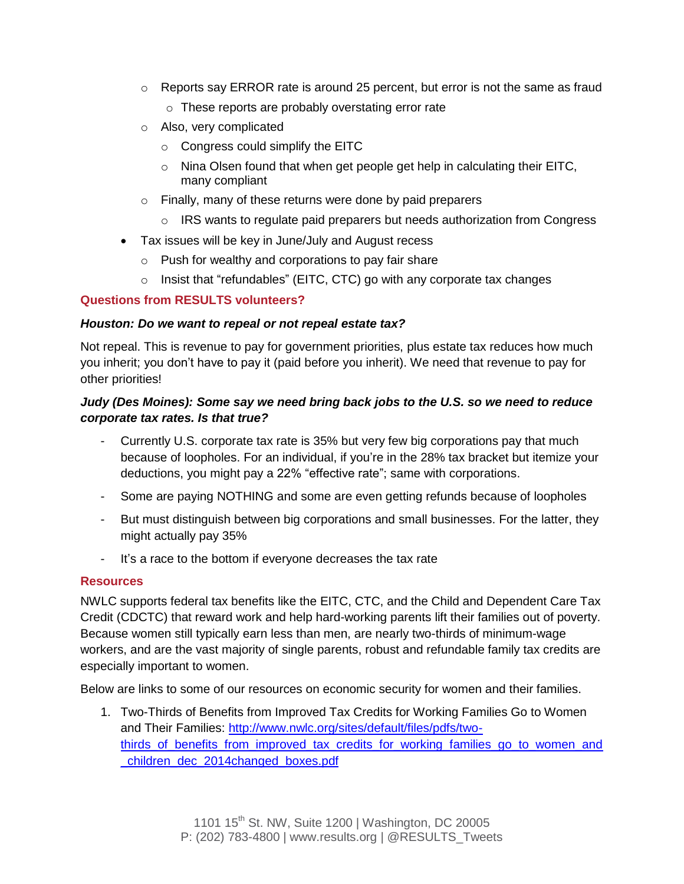- Reports say ERROR rate is around 25 percent, but error is not the same as fraud
        - These reports are probably overstating error rate
    - Also, very complicated
        - Congress could simplify the EITC
        - Nina Olsen found that when get people get help in calculating their EITC, many compliant
    - Finally, many of these returns were done by paid preparers
        - IRS wants to regulate paid preparers but needs authorization from Congress
- Tax issues will be key in June/July and August recess
    - Push for wealthy and corporations to pay fair share
    - Insist that "refundables" (EITC, CTC) go with any corporate tax changes

### Questions from RESULTS volunteers?

***Houston: Do we want to repeal or not repeal estate tax?***

Not repeal. This is revenue to pay for government priorities, plus estate tax reduces how much you inherit; you don't have to pay it (paid before you inherit). We need that revenue to pay for other priorities!

***Judy (Des Moines): Some say we need bring back jobs to the U.S. so we need to reduce corporate tax rates. Is that true?***

- Currently U.S. corporate tax rate is 35% but very few big corporations pay that much because of loopholes. For an individual, if you're in the 28% tax bracket but itemize your deductions, you might pay a 22% "effective rate"; same with corporations.
- Some are paying NOTHING and some are even getting refunds because of loopholes
- But must distinguish between big corporations and small businesses. For the latter, they might actually pay 35%
- It's a race to the bottom if everyone decreases the tax rate

### Resources

NWLC supports federal tax benefits like the EITC, CTC, and the Child and Dependent Care Tax Credit (CDCTC) that reward work and help hard-working parents lift their families out of poverty. Because women still typically earn less than men, are nearly two-thirds of minimum-wage workers, and are the vast majority of single parents, robust and refundable family tax credits are especially important to women.

Below are links to some of our resources on economic security for women and their families.

1. Two-Thirds of Benefits from Improved Tax Credits for Working Families Go to Women and Their Families: http://www.nwlc.org/sites/default/files/pdfs/two-thirds_of_benefits_from_improved_tax_credits_for_working_families_go_to_women_and_children_dec_2014changed_boxes.pdf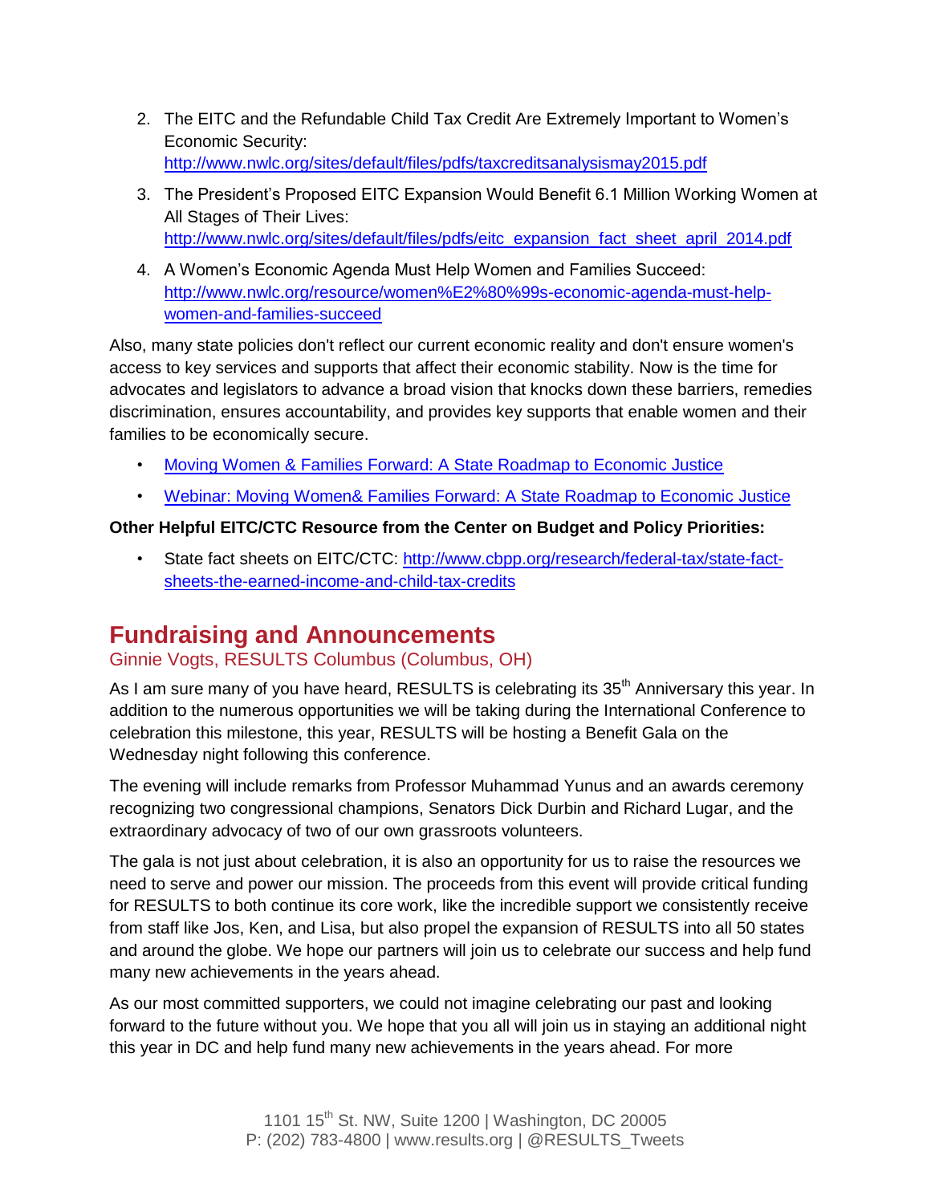2. The EITC and the Refundable Child Tax Credit Are Extremely Important to Women's Economic Security: http://www.nwlc.org/sites/default/files/pdfs/taxcreditsanalysismay2015.pdf

3. The President's Proposed EITC Expansion Would Benefit 6.1 Million Working Women at All Stages of Their Lives: http://www.nwlc.org/sites/default/files/pdfs/eitc_expansion_fact_sheet_april_2014.pdf

4. A Women's Economic Agenda Must Help Women and Families Succeed: http://www.nwlc.org/resource/women%E2%80%99s-economic-agenda-must-help-women-and-families-succeed

Also, many state policies don't reflect our current economic reality and don't ensure women's access to key services and supports that affect their economic stability. Now is the time for advocates and legislators to advance a broad vision that knocks down these barriers, remedies discrimination, ensures accountability, and provides key supports that enable women and their families to be economically secure.

- Moving Women & Families Forward: A State Roadmap to Economic Justice
- Webinar: Moving Women& Families Forward: A State Roadmap to Economic Justice

**Other Helpful EITC/CTC Resource from the Center on Budget and Policy Priorities:**

- State fact sheets on EITC/CTC: http://www.cbpp.org/research/federal-tax/state-fact-sheets-the-earned-income-and-child-tax-credits

## Fundraising and Announcements

### Ginnie Vogts, RESULTS Columbus (Columbus, OH)

As I am sure many of you have heard, RESULTS is celebrating its 35th Anniversary this year. In addition to the numerous opportunities we will be taking during the International Conference to celebration this milestone, this year, RESULTS will be hosting a Benefit Gala on the Wednesday night following this conference.

The evening will include remarks from Professor Muhammad Yunus and an awards ceremony recognizing two congressional champions, Senators Dick Durbin and Richard Lugar, and the extraordinary advocacy of two of our own grassroots volunteers.

The gala is not just about celebration, it is also an opportunity for us to raise the resources we need to serve and power our mission. The proceeds from this event will provide critical funding for RESULTS to both continue its core work, like the incredible support we consistently receive from staff like Jos, Ken, and Lisa, but also propel the expansion of RESULTS into all 50 states and around the globe. We hope our partners will join us to celebrate our success and help fund many new achievements in the years ahead.

As our most committed supporters, we could not imagine celebrating our past and looking forward to the future without you. We hope that you all will join us in staying an additional night this year in DC and help fund many new achievements in the years ahead. For more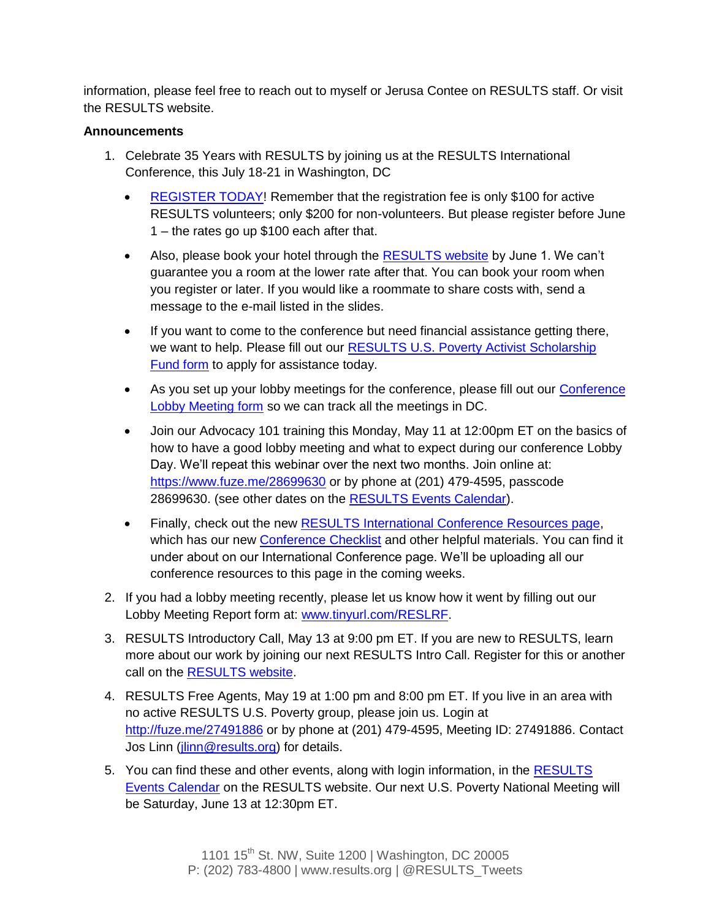information, please feel free to reach out to myself or Jerusa Contee on RESULTS staff. Or visit the RESULTS website.

**Announcements**

1. Celebrate 35 Years with RESULTS by joining us at the RESULTS International Conference, this July 18-21 in Washington, DC

   - REGISTER TODAY! Remember that the registration fee is only $100 for active RESULTS volunteers; only $200 for non-volunteers. But please register before June 1 – the rates go up $100 each after that.

   - Also, please book your hotel through the RESULTS website by June 1. We can't guarantee you a room at the lower rate after that. You can book your room when you register or later. If you would like a roommate to share costs with, send a message to the e-mail listed in the slides.

   - If you want to come to the conference but need financial assistance getting there, we want to help. Please fill out our RESULTS U.S. Poverty Activist Scholarship Fund form to apply for assistance today.

   - As you set up your lobby meetings for the conference, please fill out our Conference Lobby Meeting form so we can track all the meetings in DC.

   - Join our Advocacy 101 training this Monday, May 11 at 12:00pm ET on the basics of how to have a good lobby meeting and what to expect during our conference Lobby Day. We'll repeat this webinar over the next two months. Join online at: https://www.fuze.me/28699630 or by phone at (201) 479-4595, passcode 28699630. (see other dates on the RESULTS Events Calendar).

   - Finally, check out the new RESULTS International Conference Resources page, which has our new Conference Checklist and other helpful materials. You can find it under about on our International Conference page. We'll be uploading all our conference resources to this page in the coming weeks.

2. If you had a lobby meeting recently, please let us know how it went by filling out our Lobby Meeting Report form at: www.tinyurl.com/RESLRF.

3. RESULTS Introductory Call, May 13 at 9:00 pm ET. If you are new to RESULTS, learn more about our work by joining our next RESULTS Intro Call. Register for this or another call on the RESULTS website.

4. RESULTS Free Agents, May 19 at 1:00 pm and 8:00 pm ET. If you live in an area with no active RESULTS U.S. Poverty group, please join us. Login at http://fuze.me/27491886 or by phone at (201) 479-4595, Meeting ID: 27491886. Contact Jos Linn (jlinn@results.org) for details.

5. You can find these and other events, along with login information, in the RESULTS Events Calendar on the RESULTS website. Our next U.S. Poverty National Meeting will be Saturday, June 13 at 12:30pm ET.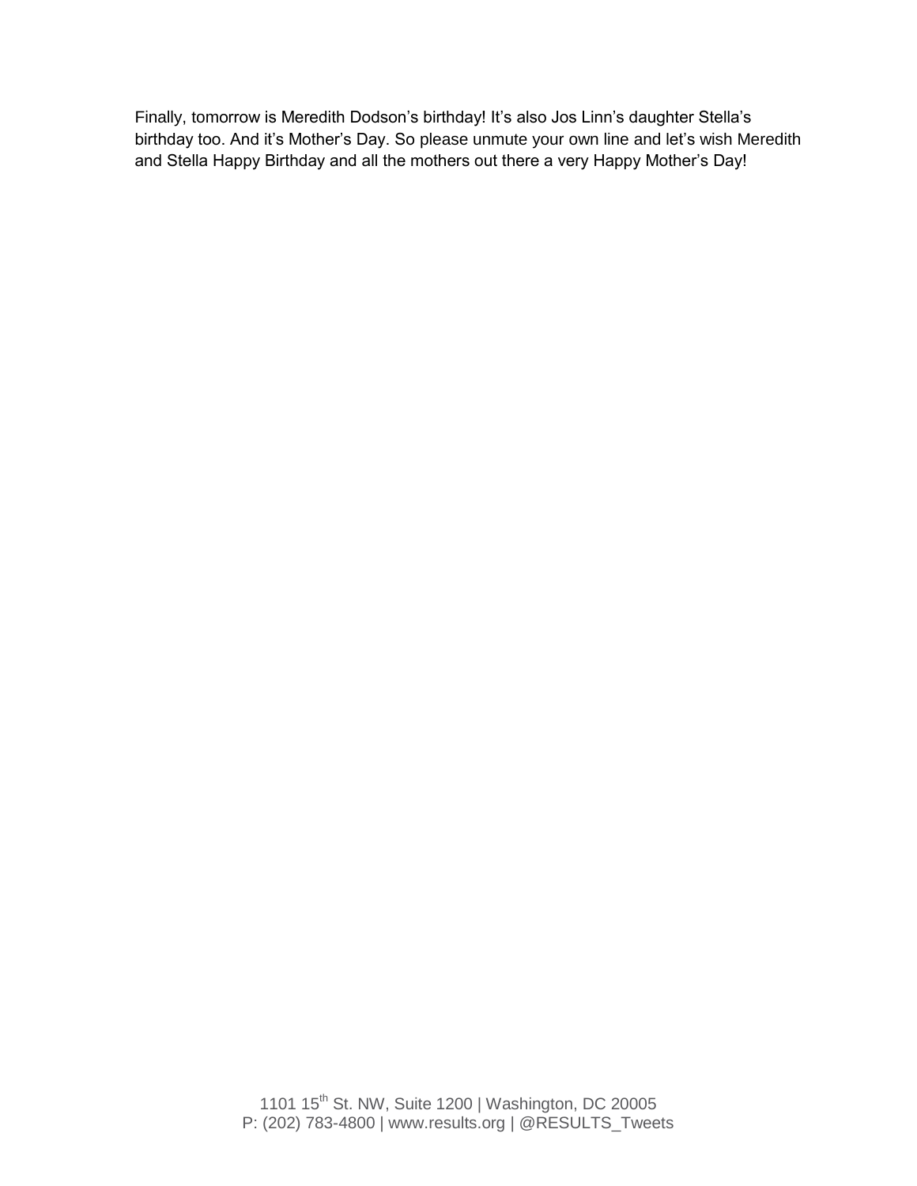Finally, tomorrow is Meredith Dodson’s birthday! It’s also Jos Linn’s daughter Stella’s birthday too. And it’s Mother’s Day. So please unmute your own line and let’s wish Meredith and Stella Happy Birthday and all the mothers out there a very Happy Mother’s Day!